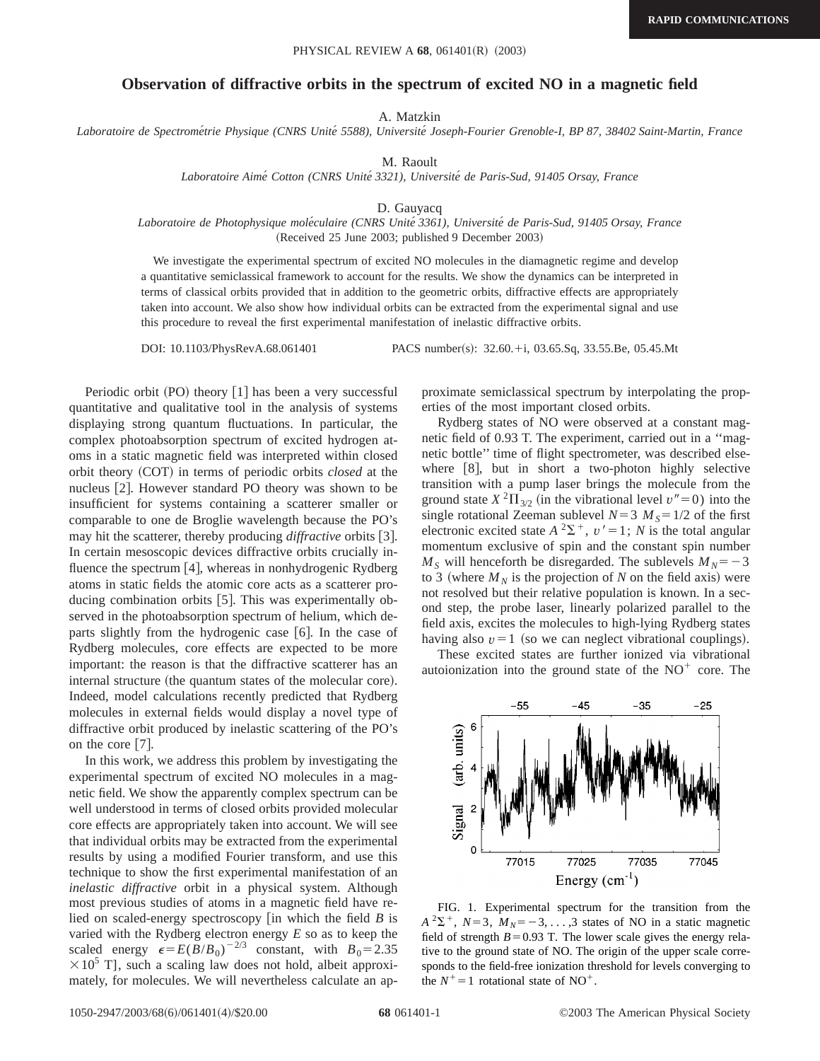RAPID COMMUNICATIONS

# Observation of diffractive orbits in the spectrum of excited NO in a magnetic field

A. Matzkin

*Laboratoire de Spectrométrie Physique (CNRS Unité 5588), Université Joseph-Fourier Grenoble-I, BP 87, 38402 Saint-Martin, France*

M. Raoult

*Laboratoire Aimé Cotton (CNRS Unité 3321), Université de Paris-Sud, 91405 Orsay, France*

D. Gauyacq

*Laboratoire de Photophysique moléculaire (CNRS Unité 3361), Université de Paris-Sud, 91405 Orsay, France*

(Received 25 June 2003; published 9 December 2003)

We investigate the experimental spectrum of excited NO molecules in the diamagnetic regime and develop a quantitative semiclassical framework to account for the results. We show the dynamics can be interpreted in terms of classical orbits provided that in addition to the geometric orbits, diffractive effects are appropriately taken into account. We also show how individual orbits can be extracted from the experimental signal and use this procedure to reveal the first experimental manifestation of inelastic diffractive orbits.

DOI: 10.1103/PhysRevA.68.061401 PACS number(s): 32.60.+i, 03.65.Sq, 33.55.Be, 05.45.Mt

Periodic orbit (PO) theory [1] has been a very successful quantitative and qualitative tool in the analysis of systems displaying strong quantum fluctuations. In particular, the complex photoabsorption spectrum of excited hydrogen atoms in a static magnetic field was interpreted within closed orbit theory (COT) in terms of periodic orbits *closed* at the nucleus [2]. However standard PO theory was shown to be insufficient for systems containing a scatterer smaller or comparable to one de Broglie wavelength because the PO's may hit the scatterer, thereby producing *diffractive* orbits [3]. In certain mesoscopic devices diffractive orbits crucially influence the spectrum [4], whereas in nonhydrogenic Rydberg atoms in static fields the atomic core acts as a scatterer producing combination orbits [5]. This was experimentally observed in the photoabsorption spectrum of helium, which departs slightly from the hydrogenic case [6]. In the case of Rydberg molecules, core effects are expected to be more important: the reason is that the diffractive scatterer has an internal structure (the quantum states of the molecular core). Indeed, model calculations recently predicted that Rydberg molecules in external fields would display a novel type of diffractive orbit produced by inelastic scattering of the PO's on the core [7].

In this work, we address this problem by investigating the experimental spectrum of excited NO molecules in a magnetic field. We show the apparently complex spectrum can be well understood in terms of closed orbits provided molecular core effects are appropriately taken into account. We will see that individual orbits may be extracted from the experimental results by using a modified Fourier transform, and use this technique to show the first experimental manifestation of an *inelastic diffractive* orbit in a physical system. Although most previous studies of atoms in a magnetic field have relied on scaled-energy spectroscopy [in which the field $B$ is varied with the Rydberg electron energy $E$ so as to keep the scaled energy $\epsilon = E(B/B_0)^{-2/3}$ constant, with $B_0 = 2.35 \times 10^5$ T], such a scaling law does not hold, albeit approximately, for molecules. We will nevertheless calculate an approximate semiclassical spectrum by interpolating the properties of the most important closed orbits.

Rydberg states of NO were observed at a constant magnetic field of 0.93 T. The experiment, carried out in a "magnetic bottle" time of flight spectrometer, was described elsewhere [8], but in short a two-photon highly selective transition with a pump laser brings the molecule from the ground state $X\,^2\Pi_{3/2}$ (in the vibrational level $v''=0$) into the single rotational Zeeman sublevel $N=3$ $M_S=1/2$ of the first electronic excited state $A\,^2\Sigma^+$, $v'=1$; $N$ is the total angular momentum exclusive of spin and the constant spin number $M_S$ will henceforth be disregarded. The sublevels $M_N=-3$ to 3 (where $M_N$ is the projection of $N$ on the field axis) were not resolved but their relative population is known. In a second step, the probe laser, linearly polarized parallel to the field axis, excites the molecules to high-lying Rydberg states having also $v=1$ (so we can neglect vibrational couplings).

These excited states are further ionized via vibrational autoionization into the ground state of the $NO^+$ core. The

FIG. 1. Experimental spectrum for the transition from the $A\,^2\Sigma^+$, $N=3$, $M_N=-3,\ldots,3$ states of NO in a static magnetic field of strength $B=0.93$ T. The lower scale gives the energy relative to the ground state of NO. The origin of the upper scale corresponds to the field-free ionization threshold for levels converging to the $N^+=1$ rotational state of $NO^+$.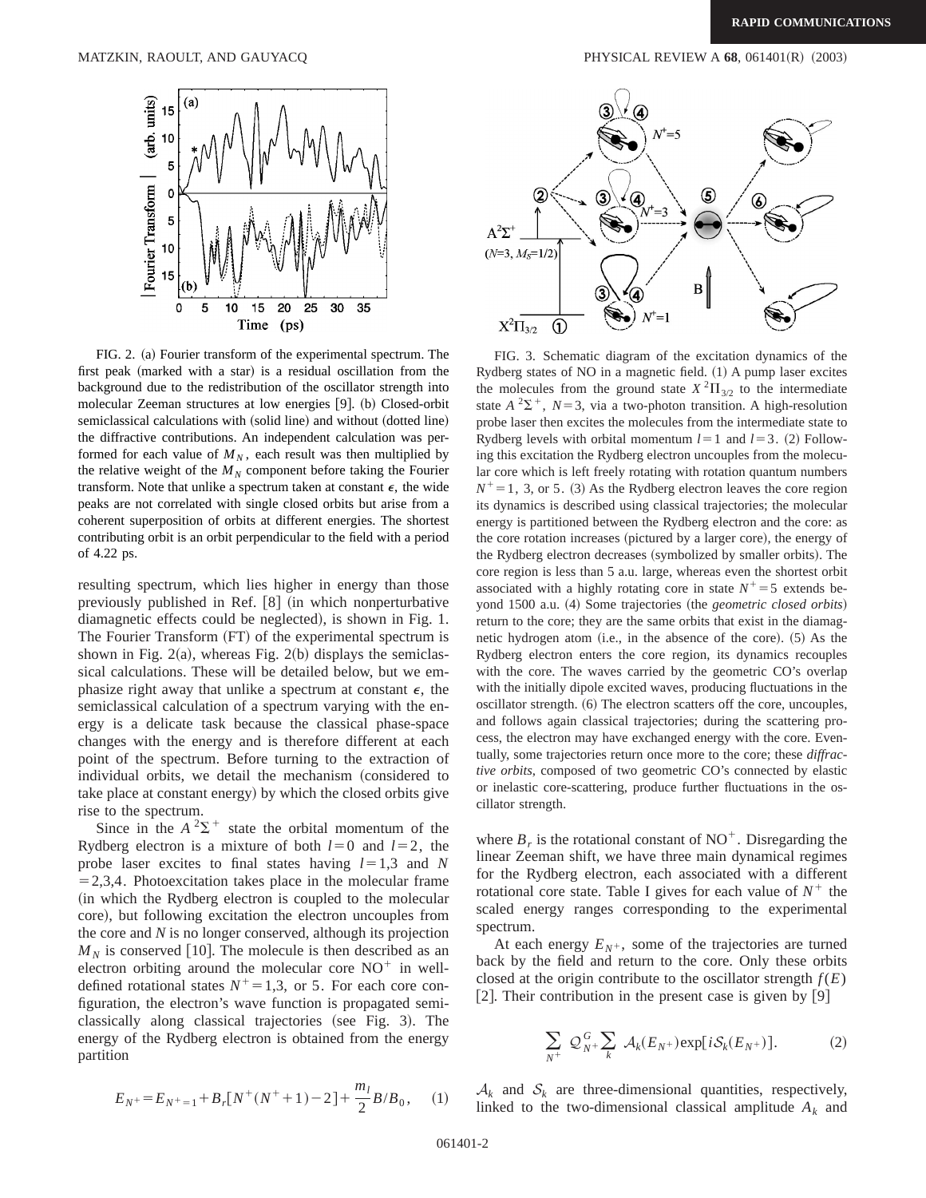FIG. 2. (a) Fourier transform of the experimental spectrum. The first peak (marked with a star) is a residual oscillation from the background due to the redistribution of the oscillator strength into molecular Zeeman structures at low energies [9]. (b) Closed-orbit semiclassical calculations with (solid line) and without (dotted line) the diffractive contributions. An independent calculation was performed for each value of $M_N$, each result was then multiplied by the relative weight of the $M_N$ component before taking the Fourier transform. Note that unlike a spectrum taken at constant $\epsilon$, the wide peaks are not correlated with single closed orbits but arise from a coherent superposition of orbits at different energies. The shortest contributing orbit is an orbit perpendicular to the field with a period of 4.22 ps.

FIG. 3. Schematic diagram of the excitation dynamics of the Rydberg states of NO in a magnetic field. (1) A pump laser excites the molecules from the ground state $X\,^2\Pi_{3/2}$ to the intermediate state $A\,^2\Sigma^+$, $N=3$, via a two-photon transition. A high-resolution probe laser then excites the molecules from the intermediate state to Rydberg levels with orbital momentum $l=1$ and $l=3$. (2) Following this excitation the Rydberg electron uncouples from the molecular core which is left freely rotating with rotation quantum numbers $N^+=1$, 3, or 5. (3) As the Rydberg electron leaves the core region its dynamics is described using classical trajectories; the molecular energy is partitioned between the Rydberg electron and the core: as the core rotation increases (pictured by a larger core), the energy of the Rydberg electron decreases (symbolized by smaller orbits). The core region is less than 5 a.u. large, whereas even the shortest orbit associated with a highly rotating core in state $N^+=5$ extends beyond 1500 a.u. (4) Some trajectories (the *geometric closed orbits*) return to the core; they are the same orbits that exist in the diamagnetic hydrogen atom (i.e., in the absence of the core). (5) As the Rydberg electron enters the core region, its dynamics recouples with the core. The waves carried by the geometric CO's overlap with the initially dipole excited waves, producing fluctuations in the oscillator strength. (6) The electron scatters off the core, uncouples, and follows again classical trajectories; during the scattering process, the electron may have exchanged energy with the core. Eventually, some trajectories return once more to the core; these *diffractive orbits*, composed of two geometric CO's connected by elastic or inelastic core-scattering, produce further fluctuations in the oscillator strength.

resulting spectrum, which lies higher in energy than those previously published in Ref. [8] (in which nonperturbative diamagnetic effects could be neglected), is shown in Fig. 1. The Fourier Transform (FT) of the experimental spectrum is shown in Fig. 2(a), whereas Fig. 2(b) displays the semiclassical calculations. These will be detailed below, but we emphasize right away that unlike a spectrum at constant $\epsilon$, the semiclassical calculation of a spectrum varying with the energy is a delicate task because the classical phase-space changes with the energy and is therefore different at each point of the spectrum. Before turning to the extraction of individual orbits, we detail the mechanism (considered to take place at constant energy) by which the closed orbits give rise to the spectrum.

Since in the $A\,^2\Sigma^+$ state the orbital momentum of the Rydberg electron is a mixture of both $l=0$ and $l=2$, the probe laser excites to final states having $l=1,3$ and $N=2,3,4$. Photoexcitation takes place in the molecular frame (in which the Rydberg electron is coupled to the molecular core), but following excitation the electron uncouples from the core and $N$ is no longer conserved, although its projection $M_N$ is conserved [10]. The molecule is then described as an electron orbiting around the molecular core $NO^+$ in well-defined rotational states $N^+=1,3$, or 5. For each core configuration, the electron's wave function is propagated semiclassically along classical trajectories (see Fig. 3). The energy of the Rydberg electron is obtained from the energy partition

$$E_{N^+}=E_{N^+=1}+B_r[N^+(N^++1)-2]+\frac{m_l}{2}B/B_0, \qquad (1)$$

where $B_r$ is the rotational constant of $NO^+$. Disregarding the linear Zeeman shift, we have three main dynamical regimes for the Rydberg electron, each associated with a different rotational core state. Table I gives for each value of $N^+$ the scaled energy ranges corresponding to the experimental spectrum.

At each energy $E_{N^+}$, some of the trajectories are turned back by the field and return to the core. Only these orbits closed at the origin contribute to the oscillator strength $f(E)$ [2]. Their contribution in the present case is given by [9]

$$\sum_{N^+}\mathcal{Q}^G_{N^+}\sum_k \mathcal{A}_k(E_{N^+})\exp[i\mathcal{S}_k(E_{N^+})]. \qquad (2)$$

$\mathcal{A}_k$ and $\mathcal{S}_k$ are three-dimensional quantities, respectively, linked to the two-dimensional classical amplitude $A_k$ and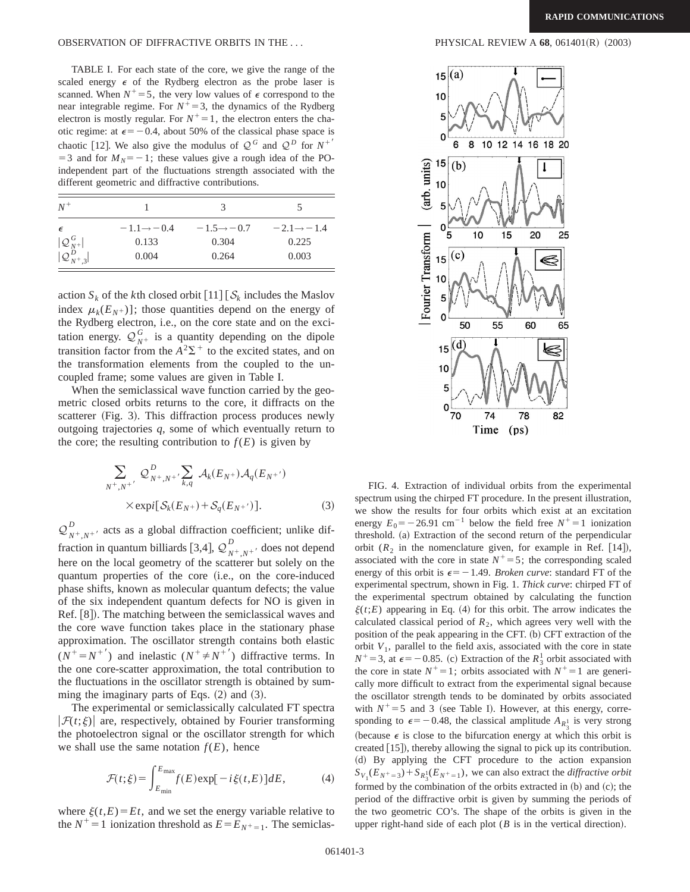TABLE I. For each state of the core, we give the range of the scaled energy $\epsilon$ of the Rydberg electron as the probe laser is scanned. When $N^+=5$, the very low values of $\epsilon$ correspond to the near integrable regime. For $N^+=3$, the dynamics of the Rydberg electron is mostly regular. For $N^+=1$, the electron enters the chaotic regime: at $\epsilon=-0.4$, about 50% of the classical phase space is chaotic [12]. We also give the modulus of $\mathcal{Q}^G$ and $\mathcal{Q}^D$ for $N^{+'}=3$ and for $M_N=-1$; these values give a rough idea of the PO-independent part of the fluctuations strength associated with the different geometric and diffractive contributions.

| $N^+$ | 1 | 3 | 5 |
|---|---|---|---|
| $\epsilon$ | $-1.1\rightarrow-0.4$ | $-1.5\rightarrow-0.7$ | $-2.1\rightarrow-1.4$ |
| $\lvert\mathcal{Q}^G_{N^+}\rvert$ | 0.133 | 0.304 | 0.225 |
| $\lvert\mathcal{Q}^D_{N^+,3}\rvert$ | 0.004 | 0.264 | 0.003 |

action $S_k$ of the $k$th closed orbit [11] [$\mathcal{S}_k$ includes the Maslov index $\mu_k(E_{N^+})$]; those quantities depend on the energy of the Rydberg electron, i.e., on the core state and on the excitation energy. $\mathcal{Q}^G_{N^+}$ is a quantity depending on the dipole transition factor from the $A^2\Sigma^+$ to the excited states, and on the transformation elements from the coupled to the uncoupled frame; some values are given in Table I.

When the semiclassical wave function carried by the geometric closed orbits returns to the core, it diffracts on the scatterer (Fig. 3). This diffraction process produces newly outgoing trajectories $q$, some of which eventually return to the core; the resulting contribution to $f(E)$ is given by

$$\sum_{N^+,N^{+'}} \mathcal{Q}^D_{N^+,N^{+'}} \sum_{k,q} \mathcal{A}_k(E_{N^+})\mathcal{A}_q(E_{N^{+'}}) \times \exp i[\mathcal{S}_k(E_{N^+})+\mathcal{S}_q(E_{N^{+'}})]. \tag{3}$$

$\mathcal{Q}^D_{N^+,N^{+'}}$ acts as a global diffraction coefficient; unlike diffraction in quantum billiards [3,4], $\mathcal{Q}^D_{N^+,N^{+'}}$ does not depend here on the local geometry of the scatterer but solely on the quantum properties of the core (i.e., on the core-induced phase shifts, known as molecular quantum defects; the value of the six independent quantum defects for NO is given in Ref. [8]). The matching between the semiclassical waves and the core wave function takes place in the stationary phase approximation. The oscillator strength contains both elastic ($N^+=N^{+'}$) and inelastic ($N^+\neq N^{+'}$) diffractive terms. In the one core-scatter approximation, the total contribution to the fluctuations in the oscillator strength is obtained by summing the imaginary parts of Eqs. (2) and (3).

The experimental or semiclassically calculated FT spectra $|\mathcal{F}(t;\xi)|$ are, respectively, obtained by Fourier transforming the photoelectron signal or the oscillator strength for which we shall use the same notation $f(E)$, hence

$$\mathcal{F}(t;\xi)=\int_{E_{\min}}^{E_{\max}} f(E)\exp[-i\xi(t,E)]dE, \tag{4}$$

where $\xi(t,E)=Et$, and we set the energy variable relative to the $N^+=1$ ionization threshold as $E=E_{N^+=1}$. The semiclas-

FIG. 4. Extraction of individual orbits from the experimental spectrum using the chirped FT procedure. In the present illustration, we show the results for four orbits which exist at an excitation energy $E_0=-26.91$ cm$^{-1}$ below the field free $N^+=1$ ionization threshold. (a) Extraction of the second return of the perpendicular orbit ($R_2$ in the nomenclature given, for example in Ref. [14]), associated with the core in state $N^+=5$; the corresponding scaled energy of this orbit is $\epsilon=-1.49$. *Broken curve*: standard FT of the experimental spectrum, shown in Fig. 1. *Thick curve*: chirped FT of the experimental spectrum obtained by calculating the function $\xi(t;E)$ appearing in Eq. (4) for this orbit. The arrow indicates the calculated classical period of $R_2$, which agrees very well with the position of the peak appearing in the CFT. (b) CFT extraction of the orbit $V_1$, parallel to the field axis, associated with the core in state $N^+=3$, at $\epsilon=-0.85$. (c) Extraction of the $R_3^1$ orbit associated with the core in state $N^+=1$; orbits associated with $N^+=1$ are generically more difficult to extract from the experimental signal because the oscillator strength tends to be dominated by orbits associated with $N^+=5$ and 3 (see Table I). However, at this energy, corresponding to $\epsilon=-0.48$, the classical amplitude $A_{R_3^1}$ is very strong (because $\epsilon$ is close to the bifurcation energy at which this orbit is created [15]), thereby allowing the signal to pick up its contribution. (d) By applying the CFT procedure to the action expansion $S_{V_1}(E_{N^+=3})+S_{R_3^1}(E_{N^+=1})$, we can also extract the *diffractive orbit* formed by the combination of the orbits extracted in (b) and (c); the period of the diffractive orbit is given by summing the periods of the two geometric CO's. The shape of the orbits is given in the upper right-hand side of each plot ($B$ is in the vertical direction).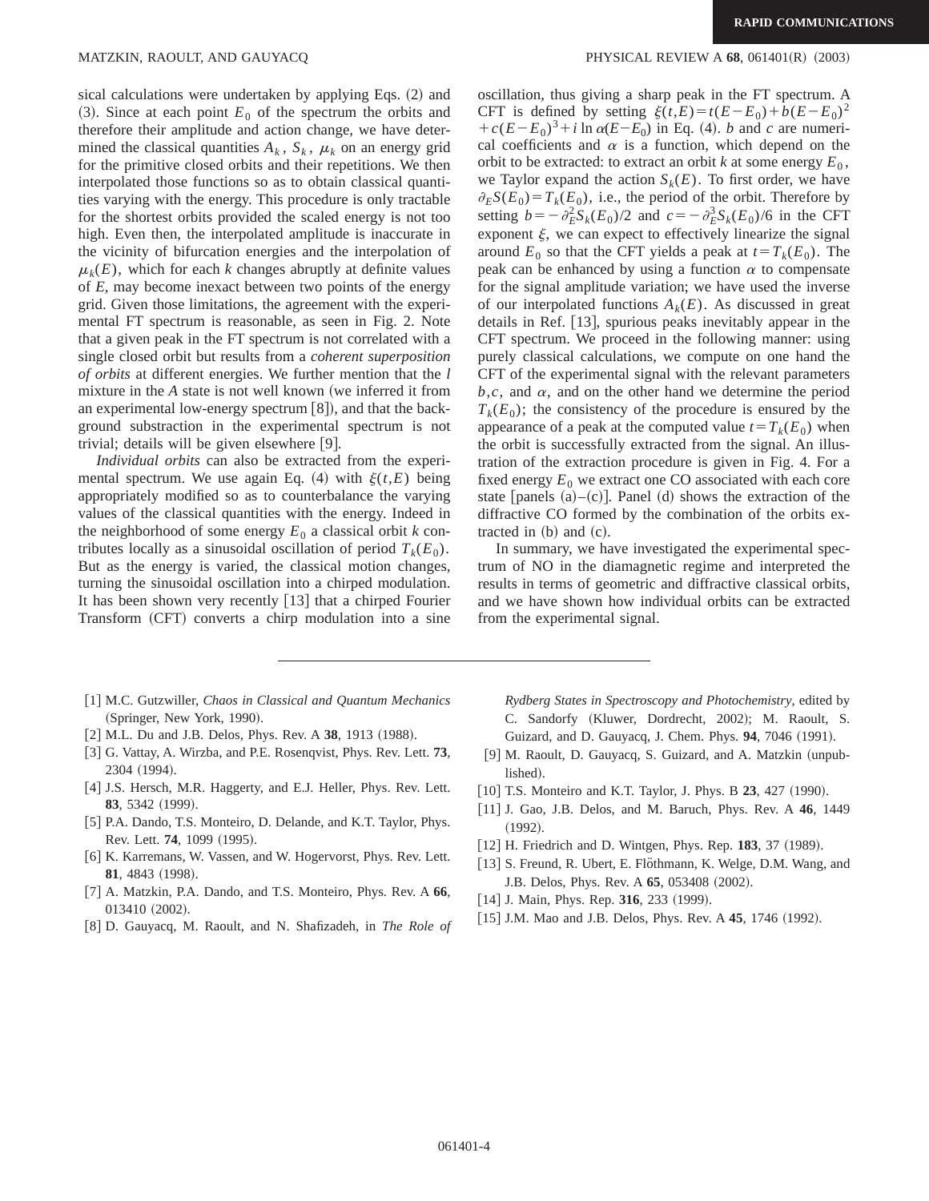sical calculations were undertaken by applying Eqs. (2) and (3). Since at each point $E_0$ of the spectrum the orbits and therefore their amplitude and action change, we have determined the classical quantities $A_k$, $S_k$, $\mu_k$ on an energy grid for the primitive closed orbits and their repetitions. We then interpolated those functions so as to obtain classical quantities varying with the energy. This procedure is only tractable for the shortest orbits provided the scaled energy is not too high. Even then, the interpolated amplitude is inaccurate in the vicinity of bifurcation energies and the interpolation of $\mu_k(E)$, which for each $k$ changes abruptly at definite values of $E$, may become inexact between two points of the energy grid. Given those limitations, the agreement with the experimental FT spectrum is reasonable, as seen in Fig. 2. Note that a given peak in the FT spectrum is not correlated with a single closed orbit but results from a *coherent superposition of orbits* at different energies. We further mention that the $l$ mixture in the $A$ state is not well known (we inferred it from an experimental low-energy spectrum [8]), and that the background substraction in the experimental spectrum is not trivial; details will be given elsewhere [9].

*Individual orbits* can also be extracted from the experimental spectrum. We use again Eq. (4) with $\xi(t,E)$ being appropriately modified so as to counterbalance the varying values of the classical quantities with the energy. Indeed in the neighborhood of some energy $E_0$ a classical orbit $k$ contributes locally as a sinusoidal oscillation of period $T_k(E_0)$. But as the energy is varied, the classical motion changes, turning the sinusoidal oscillation into a chirped modulation. It has been shown very recently [13] that a chirped Fourier Transform (CFT) converts a chirp modulation into a sine oscillation, thus giving a sharp peak in the FT spectrum. A CFT is defined by setting $\xi(t,E)=t(E-E_0)+b(E-E_0)^2+c(E-E_0)^3+i\ln\alpha(E-E_0)$ in Eq. (4). $b$ and $c$ are numerical coefficients and $\alpha$ is a function, which depend on the orbit to be extracted: to extract an orbit $k$ at some energy $E_0$, we Taylor expand the action $S_k(E)$. To first order, we have $\partial_E S(E_0)=T_k(E_0)$, i.e., the period of the orbit. Therefore by setting $b=-\partial_E^2 S_k(E_0)/2$ and $c=-\partial_E^3 S_k(E_0)/6$ in the CFT exponent $\xi$, we can expect to effectively linearize the signal around $E_0$ so that the CFT yields a peak at $t=T_k(E_0)$. The peak can be enhanced by using a function $\alpha$ to compensate for the signal amplitude variation; we have used the inverse of our interpolated functions $A_k(E)$. As discussed in great details in Ref. [13], spurious peaks inevitably appear in the CFT spectrum. We proceed in the following manner: using purely classical calculations, we compute on one hand the CFT of the experimental signal with the relevant parameters $b, c$, and $\alpha$, and on the other hand we determine the period $T_k(E_0)$; the consistency of the procedure is ensured by the appearance of a peak at the computed value $t=T_k(E_0)$ when the orbit is successfully extracted from the signal. An illustration of the extraction procedure is given in Fig. 4. For a fixed energy $E_0$ we extract one CO associated with each core state [panels (a)–(c)]. Panel (d) shows the extraction of the diffractive CO formed by the combination of the orbits extracted in (b) and (c).

In summary, we have investigated the experimental spectrum of NO in the diamagnetic regime and interpreted the results in terms of geometric and diffractive classical orbits, and we have shown how individual orbits can be extracted from the experimental signal.

---

[1] M.C. Gutzwiller, *Chaos in Classical and Quantum Mechanics* (Springer, New York, 1990).

[2] M.L. Du and J.B. Delos, Phys. Rev. A **38**, 1913 (1988).

[3] G. Vattay, A. Wirzba, and P.E. Rosenqvist, Phys. Rev. Lett. **73**, 2304 (1994).

[4] J.S. Hersch, M.R. Haggerty, and E.J. Heller, Phys. Rev. Lett. **83**, 5342 (1999).

[5] P.A. Dando, T.S. Monteiro, D. Delande, and K.T. Taylor, Phys. Rev. Lett. **74**, 1099 (1995).

[6] K. Karremans, W. Vassen, and W. Hogervorst, Phys. Rev. Lett. **81**, 4843 (1998).

[7] A. Matzkin, P.A. Dando, and T.S. Monteiro, Phys. Rev. A **66**, 013410 (2002).

[8] D. Gauyacq, M. Raoult, and N. Shafizadeh, in *The Role of Rydberg States in Spectroscopy and Photochemistry*, edited by C. Sandorfy (Kluwer, Dordrecht, 2002); M. Raoult, S. Guizard, and D. Gauyacq, J. Chem. Phys. **94**, 7046 (1991).

[9] M. Raoult, D. Gauyacq, S. Guizard, and A. Matzkin (unpublished).

[10] T.S. Monteiro and K.T. Taylor, J. Phys. B **23**, 427 (1990).

[11] J. Gao, J.B. Delos, and M. Baruch, Phys. Rev. A **46**, 1449 (1992).

[12] H. Friedrich and D. Wintgen, Phys. Rep. **183**, 37 (1989).

[13] S. Freund, R. Ubert, E. Flöthmann, K. Welge, D.M. Wang, and J.B. Delos, Phys. Rev. A **65**, 053408 (2002).

[14] J. Main, Phys. Rep. **316**, 233 (1999).

[15] J.M. Mao and J.B. Delos, Phys. Rev. A **45**, 1746 (1992).